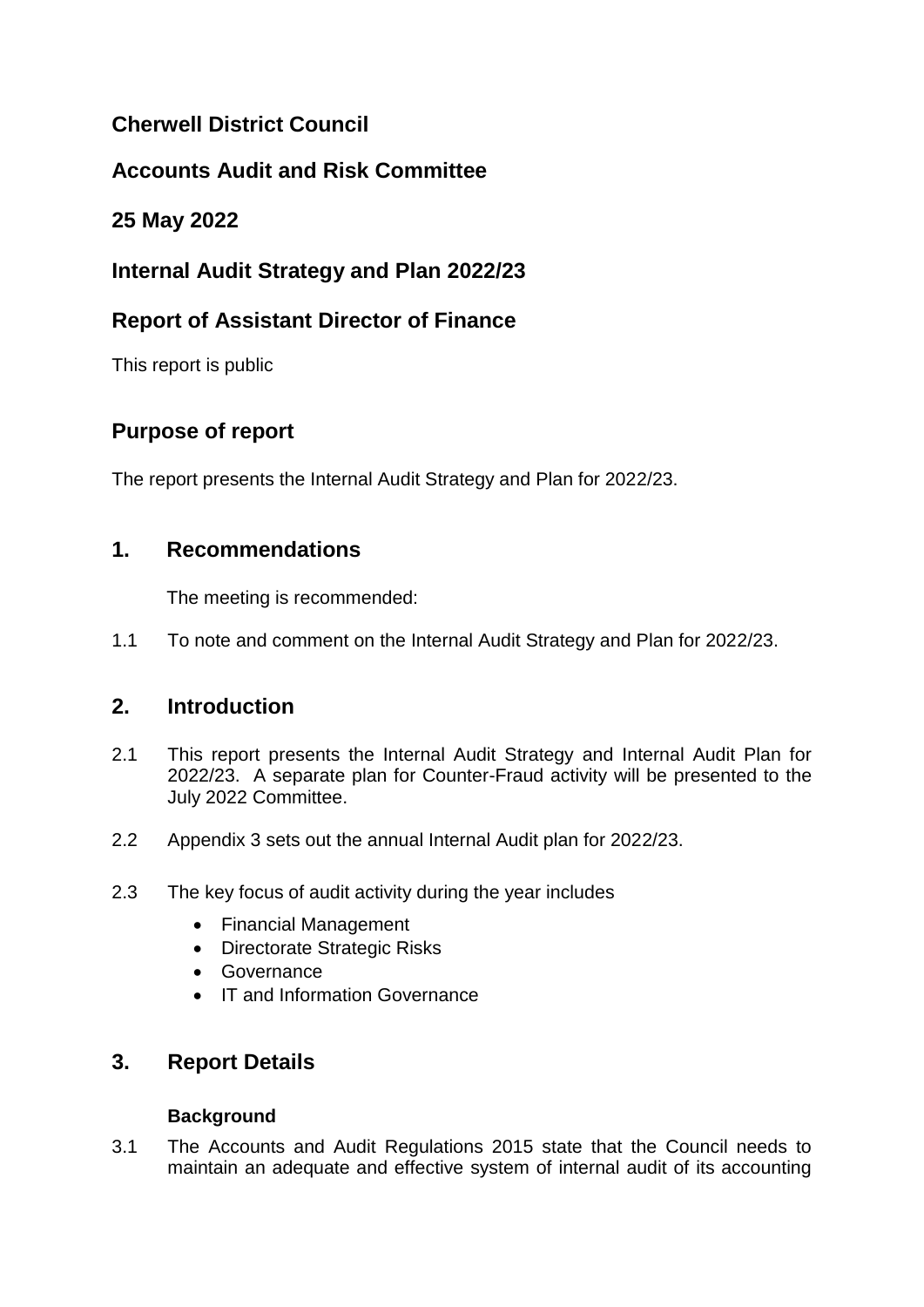# Cherwell District Council

## Accounts Audit and Risk Committee

## 25 May 2022

## Internal Audit Strategy and Plan 2022/23

## Report of Assistant Director of Finance

This report is public

## Purpose of report

The report presents the Internal Audit Strategy and Plan for 2022/23.

## 1. Recommendations

The meeting is recommended:

1.1 To note and comment on the Internal Audit Strategy and Plan for 2022/23.

## 2. Introduction

2.1 This report presents the Internal Audit Strategy and Internal Audit Plan for 2022/23. A separate plan for Counter-Fraud activity will be presented to the July 2022 Committee.

2.2 Appendix 3 sets out the annual Internal Audit plan for 2022/23.

2.3 The key focus of audit activity during the year includes

- Financial Management
- Directorate Strategic Risks
- Governance
- IT and Information Governance

## 3. Report Details

### Background

3.1 The Accounts and Audit Regulations 2015 state that the Council needs to maintain an adequate and effective system of internal audit of its accounting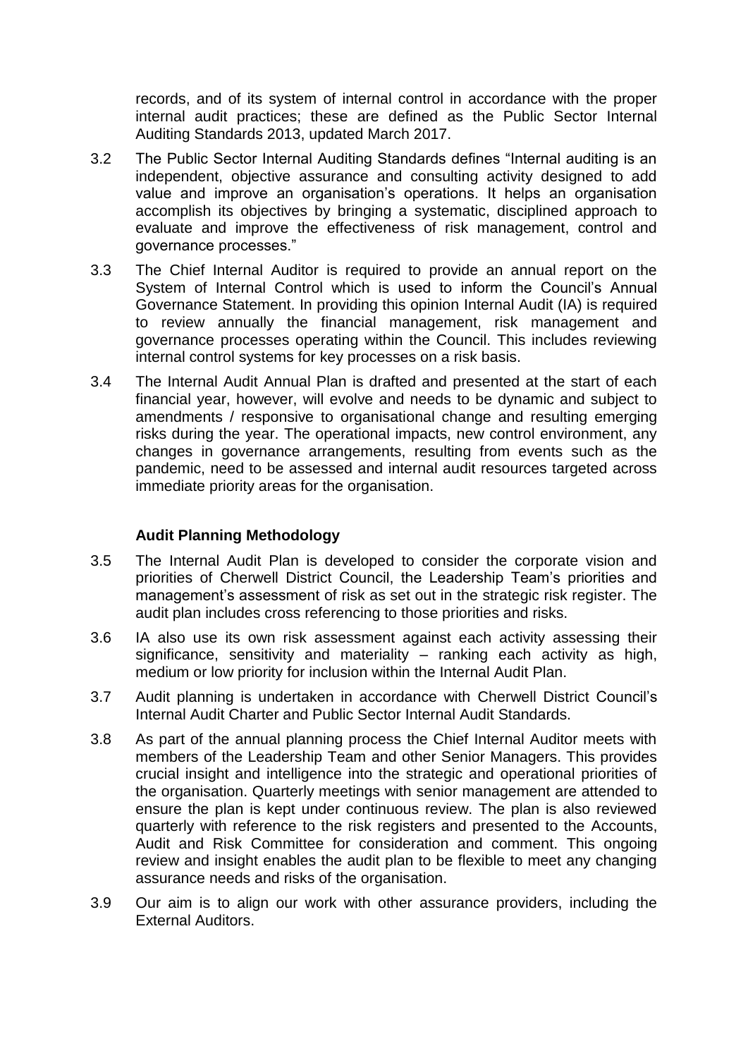records, and of its system of internal control in accordance with the proper internal audit practices; these are defined as the Public Sector Internal Auditing Standards 2013, updated March 2017.

3.2 The Public Sector Internal Auditing Standards defines "Internal auditing is an independent, objective assurance and consulting activity designed to add value and improve an organisation's operations. It helps an organisation accomplish its objectives by bringing a systematic, disciplined approach to evaluate and improve the effectiveness of risk management, control and governance processes."

3.3 The Chief Internal Auditor is required to provide an annual report on the System of Internal Control which is used to inform the Council's Annual Governance Statement. In providing this opinion Internal Audit (IA) is required to review annually the financial management, risk management and governance processes operating within the Council. This includes reviewing internal control systems for key processes on a risk basis.

3.4 The Internal Audit Annual Plan is drafted and presented at the start of each financial year, however, will evolve and needs to be dynamic and subject to amendments / responsive to organisational change and resulting emerging risks during the year. The operational impacts, new control environment, any changes in governance arrangements, resulting from events such as the pandemic, need to be assessed and internal audit resources targeted across immediate priority areas for the organisation.

**Audit Planning Methodology**

3.5 The Internal Audit Plan is developed to consider the corporate vision and priorities of Cherwell District Council, the Leadership Team's priorities and management's assessment of risk as set out in the strategic risk register. The audit plan includes cross referencing to those priorities and risks.

3.6 IA also use its own risk assessment against each activity assessing their significance, sensitivity and materiality – ranking each activity as high, medium or low priority for inclusion within the Internal Audit Plan.

3.7 Audit planning is undertaken in accordance with Cherwell District Council's Internal Audit Charter and Public Sector Internal Audit Standards.

3.8 As part of the annual planning process the Chief Internal Auditor meets with members of the Leadership Team and other Senior Managers. This provides crucial insight and intelligence into the strategic and operational priorities of the organisation. Quarterly meetings with senior management are attended to ensure the plan is kept under continuous review. The plan is also reviewed quarterly with reference to the risk registers and presented to the Accounts, Audit and Risk Committee for consideration and comment. This ongoing review and insight enables the audit plan to be flexible to meet any changing assurance needs and risks of the organisation.

3.9 Our aim is to align our work with other assurance providers, including the External Auditors.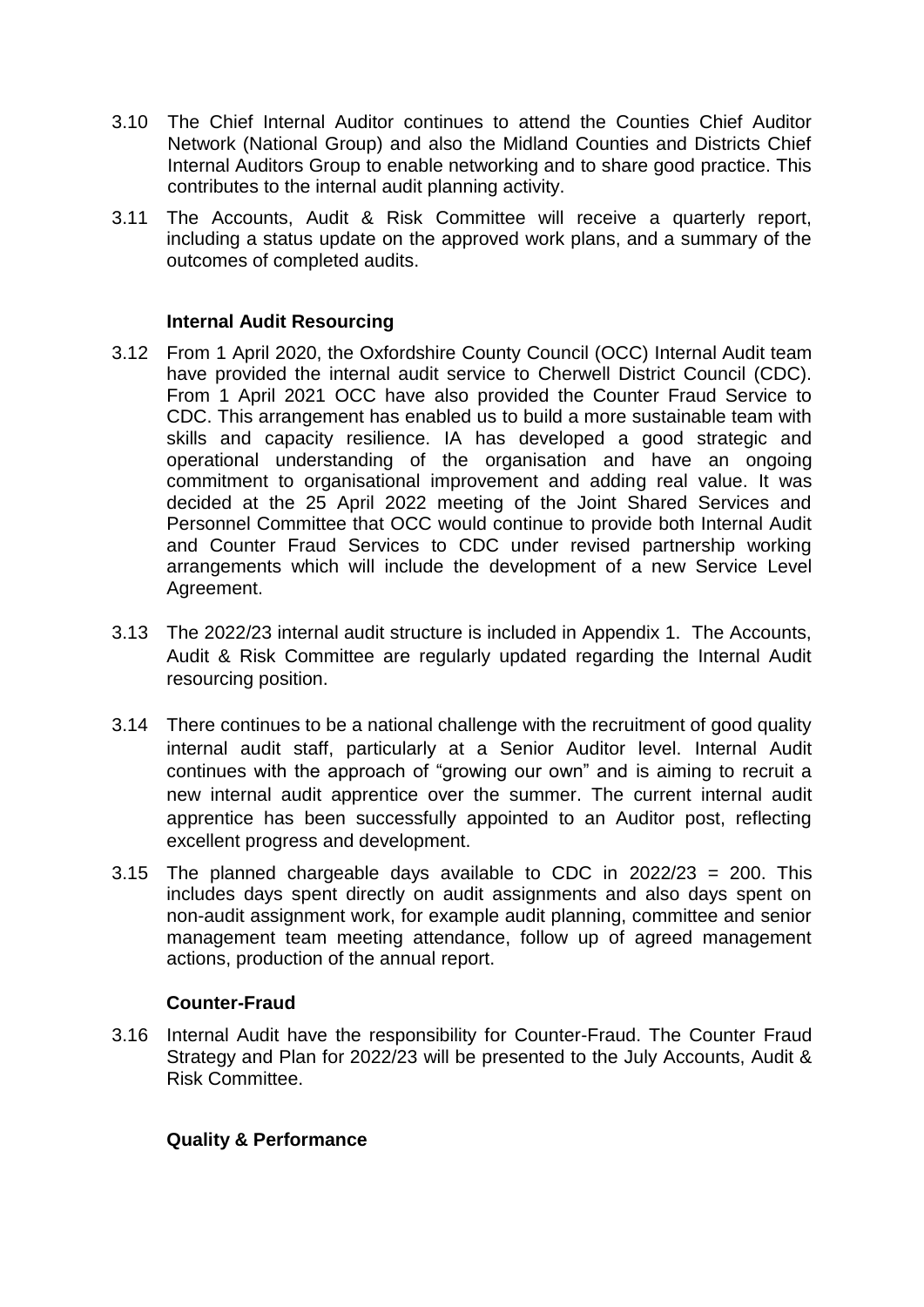3.10 The Chief Internal Auditor continues to attend the Counties Chief Auditor Network (National Group) and also the Midland Counties and Districts Chief Internal Auditors Group to enable networking and to share good practice. This contributes to the internal audit planning activity.

3.11 The Accounts, Audit & Risk Committee will receive a quarterly report, including a status update on the approved work plans, and a summary of the outcomes of completed audits.

**Internal Audit Resourcing**

3.12 From 1 April 2020, the Oxfordshire County Council (OCC) Internal Audit team have provided the internal audit service to Cherwell District Council (CDC). From 1 April 2021 OCC have also provided the Counter Fraud Service to CDC. This arrangement has enabled us to build a more sustainable team with skills and capacity resilience. IA has developed a good strategic and operational understanding of the organisation and have an ongoing commitment to organisational improvement and adding real value. It was decided at the 25 April 2022 meeting of the Joint Shared Services and Personnel Committee that OCC would continue to provide both Internal Audit and Counter Fraud Services to CDC under revised partnership working arrangements which will include the development of a new Service Level Agreement.

3.13 The 2022/23 internal audit structure is included in Appendix 1. The Accounts, Audit & Risk Committee are regularly updated regarding the Internal Audit resourcing position.

3.14 There continues to be a national challenge with the recruitment of good quality internal audit staff, particularly at a Senior Auditor level. Internal Audit continues with the approach of "growing our own" and is aiming to recruit a new internal audit apprentice over the summer. The current internal audit apprentice has been successfully appointed to an Auditor post, reflecting excellent progress and development.

3.15 The planned chargeable days available to CDC in 2022/23 = 200. This includes days spent directly on audit assignments and also days spent on non-audit assignment work, for example audit planning, committee and senior management team meeting attendance, follow up of agreed management actions, production of the annual report.

**Counter-Fraud**

3.16 Internal Audit have the responsibility for Counter-Fraud. The Counter Fraud Strategy and Plan for 2022/23 will be presented to the July Accounts, Audit & Risk Committee.

**Quality & Performance**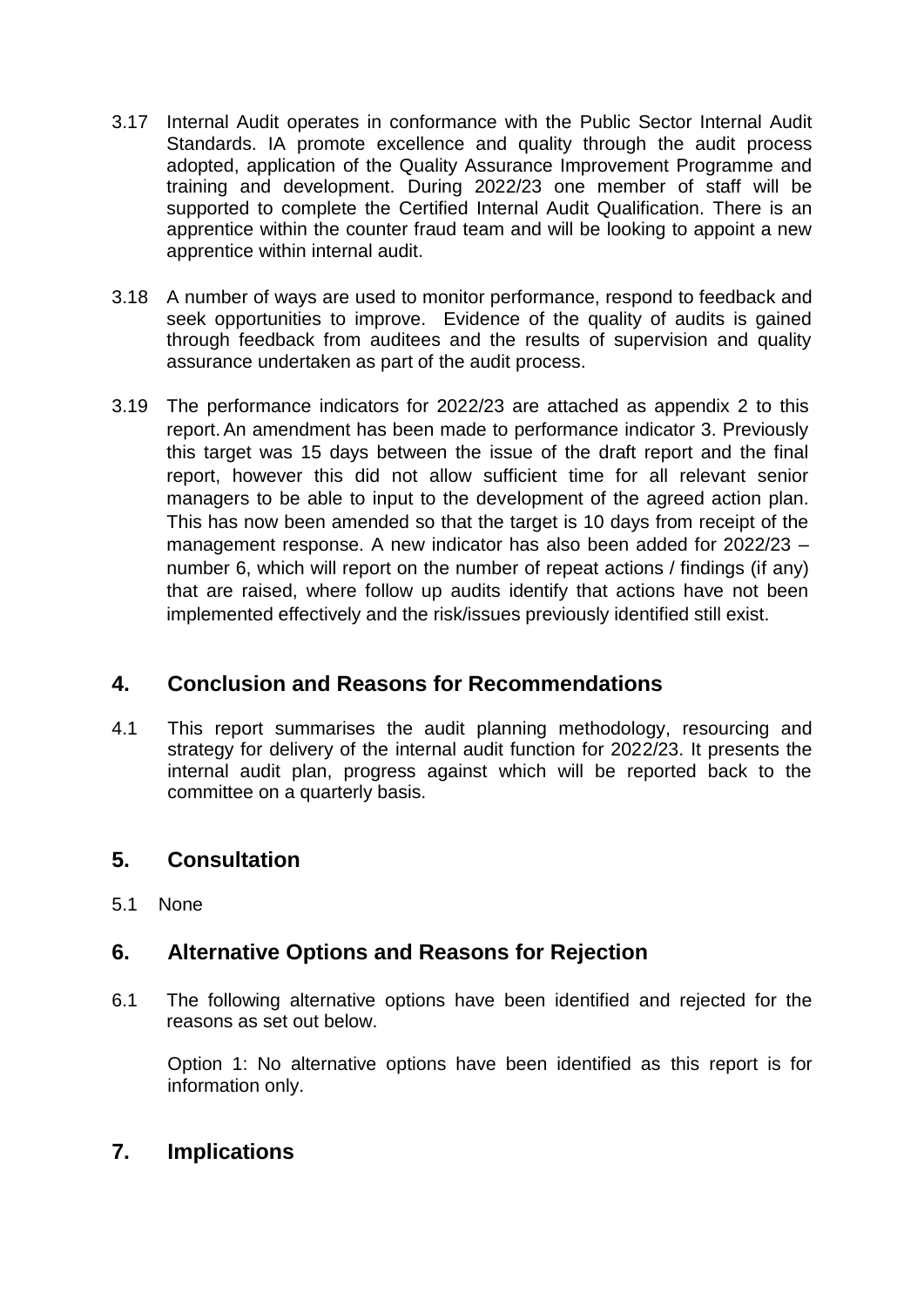3.17 Internal Audit operates in conformance with the Public Sector Internal Audit Standards. IA promote excellence and quality through the audit process adopted, application of the Quality Assurance Improvement Programme and training and development. During 2022/23 one member of staff will be supported to complete the Certified Internal Audit Qualification. There is an apprentice within the counter fraud team and will be looking to appoint a new apprentice within internal audit.

3.18 A number of ways are used to monitor performance, respond to feedback and seek opportunities to improve. Evidence of the quality of audits is gained through feedback from auditees and the results of supervision and quality assurance undertaken as part of the audit process.

3.19 The performance indicators for 2022/23 are attached as appendix 2 to this report. An amendment has been made to performance indicator 3. Previously this target was 15 days between the issue of the draft report and the final report, however this did not allow sufficient time for all relevant senior managers to be able to input to the development of the agreed action plan. This has now been amended so that the target is 10 days from receipt of the management response. A new indicator has also been added for 2022/23 – number 6, which will report on the number of repeat actions / findings (if any) that are raised, where follow up audits identify that actions have not been implemented effectively and the risk/issues previously identified still exist.

## 4. Conclusion and Reasons for Recommendations

4.1 This report summarises the audit planning methodology, resourcing and strategy for delivery of the internal audit function for 2022/23. It presents the internal audit plan, progress against which will be reported back to the committee on a quarterly basis.

## 5. Consultation

5.1 None

## 6. Alternative Options and Reasons for Rejection

6.1 The following alternative options have been identified and rejected for the reasons as set out below.

Option 1: No alternative options have been identified as this report is for information only.

## 7. Implications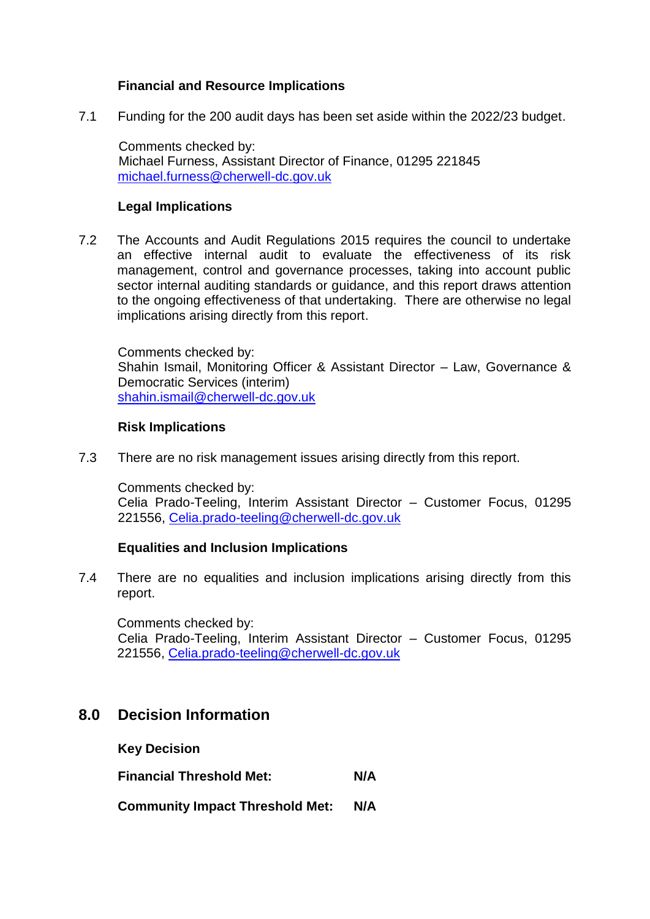**Financial and Resource Implications**

7.1 Funding for the 200 audit days has been set aside within the 2022/23 budget.

Comments checked by:
Michael Furness, Assistant Director of Finance, 01295 221845
michael.furness@cherwell-dc.gov.uk

**Legal Implications**

7.2 The Accounts and Audit Regulations 2015 requires the council to undertake an effective internal audit to evaluate the effectiveness of its risk management, control and governance processes, taking into account public sector internal auditing standards or guidance, and this report draws attention to the ongoing effectiveness of that undertaking. There are otherwise no legal implications arising directly from this report.

Comments checked by:
Shahin Ismail, Monitoring Officer & Assistant Director – Law, Governance & Democratic Services (interim)
shahin.ismail@cherwell-dc.gov.uk

**Risk Implications**

7.3 There are no risk management issues arising directly from this report.

Comments checked by:
Celia Prado-Teeling, Interim Assistant Director – Customer Focus, 01295 221556, Celia.prado-teeling@cherwell-dc.gov.uk

**Equalities and Inclusion Implications**

7.4 There are no equalities and inclusion implications arising directly from this report.

Comments checked by:
Celia Prado-Teeling, Interim Assistant Director – Customer Focus, 01295 221556, Celia.prado-teeling@cherwell-dc.gov.uk

## 8.0 Decision Information

**Key Decision**

**Financial Threshold Met:** **N/A**

**Community Impact Threshold Met:** **N/A**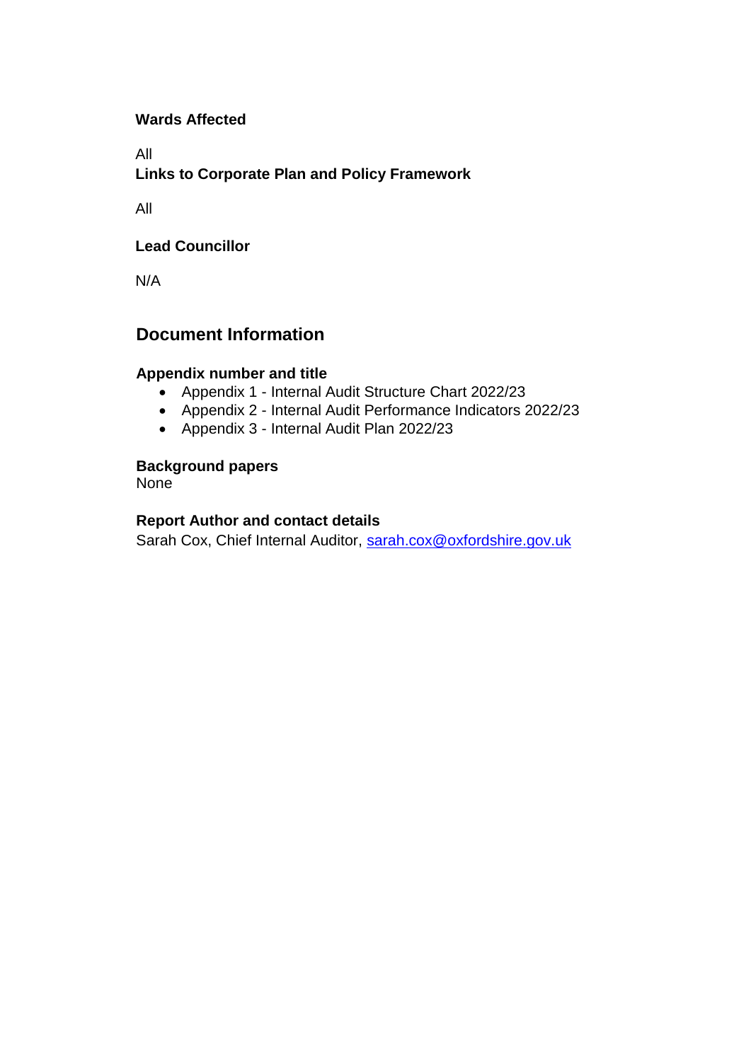**Wards Affected**

All

**Links to Corporate Plan and Policy Framework**

All

**Lead Councillor**

N/A

## Document Information

**Appendix number and title**

- Appendix 1 - Internal Audit Structure Chart 2022/23
- Appendix 2 - Internal Audit Performance Indicators 2022/23
- Appendix 3 - Internal Audit Plan 2022/23

**Background papers**

None

**Report Author and contact details**

Sarah Cox, Chief Internal Auditor, sarah.cox@oxfordshire.gov.uk